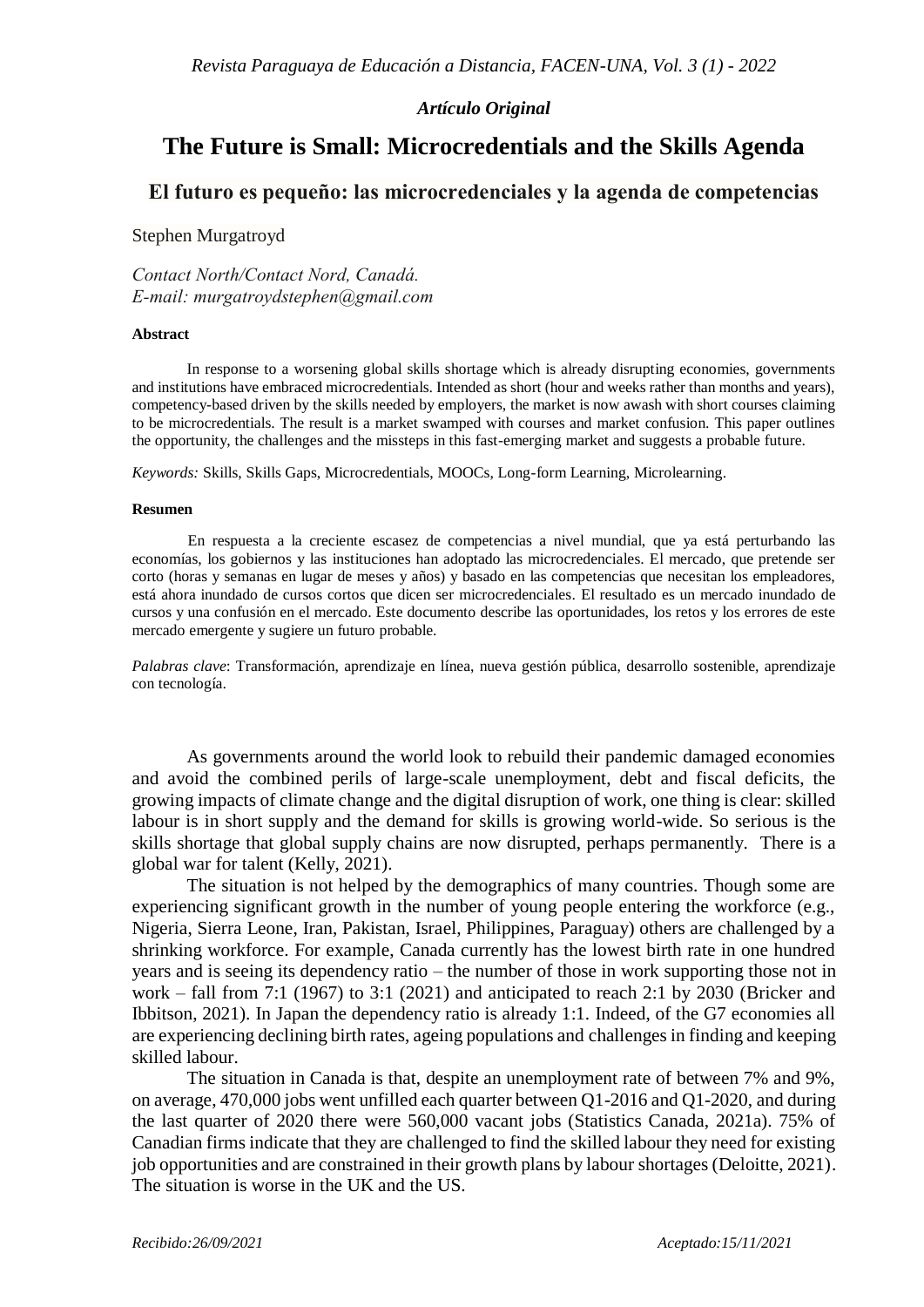*Artículo Original*

# The Future is Small: Microcredentials and the Skills Agenda

## El futuro es pequeño: las microcredenciales y la agenda de competencias

Stephen Murgatroyd

*Contact North/Contact Nord, Canadá.*
*E-mail: murgatroydstephen@gmail.com*

**Abstract**

In response to a worsening global skills shortage which is already disrupting economies, governments and institutions have embraced microcredentials. Intended as short (hour and weeks rather than months and years), competency-based driven by the skills needed by employers, the market is now awash with short courses claiming to be microcredentials. The result is a market swamped with courses and market confusion. This paper outlines the opportunity, the challenges and the missteps in this fast-emerging market and suggests a probable future.

*Keywords:* Skills, Skills Gaps, Microcredentials, MOOCs, Long-form Learning, Microlearning.

**Resumen**

En respuesta a la creciente escasez de competencias a nivel mundial, que ya está perturbando las economías, los gobiernos y las instituciones han adoptado las microcredenciales. El mercado, que pretende ser corto (horas y semanas en lugar de meses y años) y basado en las competencias que necesitan los empleadores, está ahora inundado de cursos cortos que dicen ser microcredenciales. El resultado es un mercado inundado de cursos y una confusión en el mercado. Este documento describe las oportunidades, los retos y los errores de este mercado emergente y sugiere un futuro probable.

*Palabras clave*: Transformación, aprendizaje en línea, nueva gestión pública, desarrollo sostenible, aprendizaje con tecnología.

As governments around the world look to rebuild their pandemic damaged economies and avoid the combined perils of large-scale unemployment, debt and fiscal deficits, the growing impacts of climate change and the digital disruption of work, one thing is clear: skilled labour is in short supply and the demand for skills is growing world-wide. So serious is the skills shortage that global supply chains are now disrupted, perhaps permanently. There is a global war for talent (Kelly, 2021).

The situation is not helped by the demographics of many countries. Though some are experiencing significant growth in the number of young people entering the workforce (e.g., Nigeria, Sierra Leone, Iran, Pakistan, Israel, Philippines, Paraguay) others are challenged by a shrinking workforce. For example, Canada currently has the lowest birth rate in one hundred years and is seeing its dependency ratio – the number of those in work supporting those not in work – fall from 7:1 (1967) to 3:1 (2021) and anticipated to reach 2:1 by 2030 (Bricker and Ibbitson, 2021). In Japan the dependency ratio is already 1:1. Indeed, of the G7 economies all are experiencing declining birth rates, ageing populations and challenges in finding and keeping skilled labour.

The situation in Canada is that, despite an unemployment rate of between 7% and 9%, on average, 470,000 jobs went unfilled each quarter between Q1-2016 and Q1-2020, and during the last quarter of 2020 there were 560,000 vacant jobs (Statistics Canada, 2021a). 75% of Canadian firms indicate that they are challenged to find the skilled labour they need for existing job opportunities and are constrained in their growth plans by labour shortages (Deloitte, 2021). The situation is worse in the UK and the US.

*Recibido:26/09/2021* *Aceptado:15/11/2021*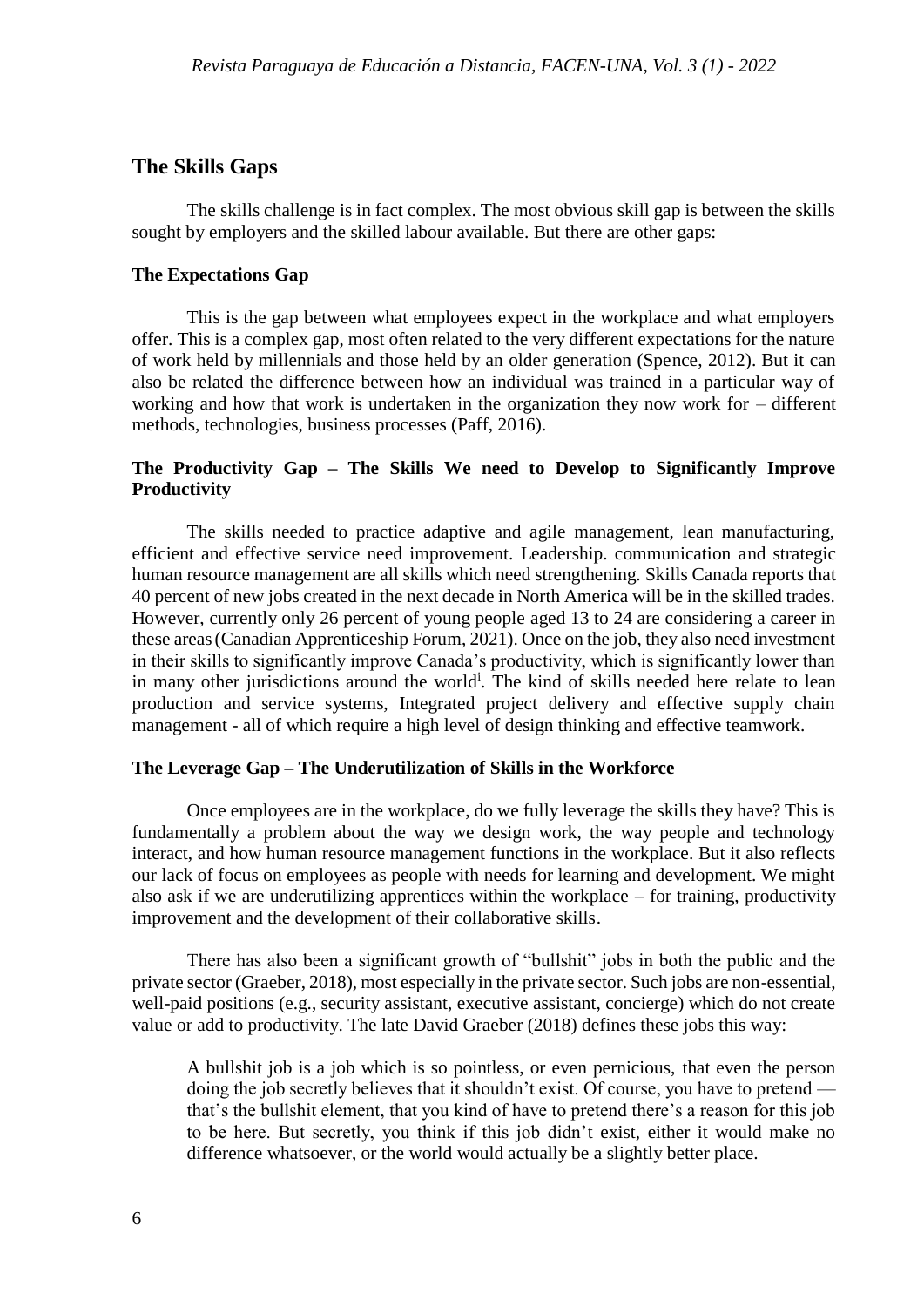## The Skills Gaps

The skills challenge is in fact complex. The most obvious skill gap is between the skills sought by employers and the skilled labour available. But there are other gaps:

### The Expectations Gap

This is the gap between what employees expect in the workplace and what employers offer. This is a complex gap, most often related to the very different expectations for the nature of work held by millennials and those held by an older generation (Spence, 2012). But it can also be related the difference between how an individual was trained in a particular way of working and how that work is undertaken in the organization they now work for – different methods, technologies, business processes (Paff, 2016).

### The Productivity Gap – The Skills We need to Develop to Significantly Improve Productivity

The skills needed to practice adaptive and agile management, lean manufacturing, efficient and effective service need improvement. Leadership. communication and strategic human resource management are all skills which need strengthening. Skills Canada reports that 40 percent of new jobs created in the next decade in North America will be in the skilled trades. However, currently only 26 percent of young people aged 13 to 24 are considering a career in these areas (Canadian Apprenticeship Forum, 2021). Once on the job, they also need investment in their skills to significantly improve Canada's productivity, which is significantly lower than in many other jurisdictions around the world[i]. The kind of skills needed here relate to lean production and service systems, Integrated project delivery and effective supply chain management - all of which require a high level of design thinking and effective teamwork.

### The Leverage Gap – The Underutilization of Skills in the Workforce

Once employees are in the workplace, do we fully leverage the skills they have? This is fundamentally a problem about the way we design work, the way people and technology interact, and how human resource management functions in the workplace. But it also reflects our lack of focus on employees as people with needs for learning and development. We might also ask if we are underutilizing apprentices within the workplace – for training, productivity improvement and the development of their collaborative skills.

There has also been a significant growth of "bullshit" jobs in both the public and the private sector (Graeber, 2018), most especially in the private sector. Such jobs are non-essential, well-paid positions (e.g., security assistant, executive assistant, concierge) which do not create value or add to productivity. The late David Graeber (2018) defines these jobs this way:

> A bullshit job is a job which is so pointless, or even pernicious, that even the person doing the job secretly believes that it shouldn't exist. Of course, you have to pretend — that's the bullshit element, that you kind of have to pretend there's a reason for this job to be here. But secretly, you think if this job didn't exist, either it would make no difference whatsoever, or the world would actually be a slightly better place.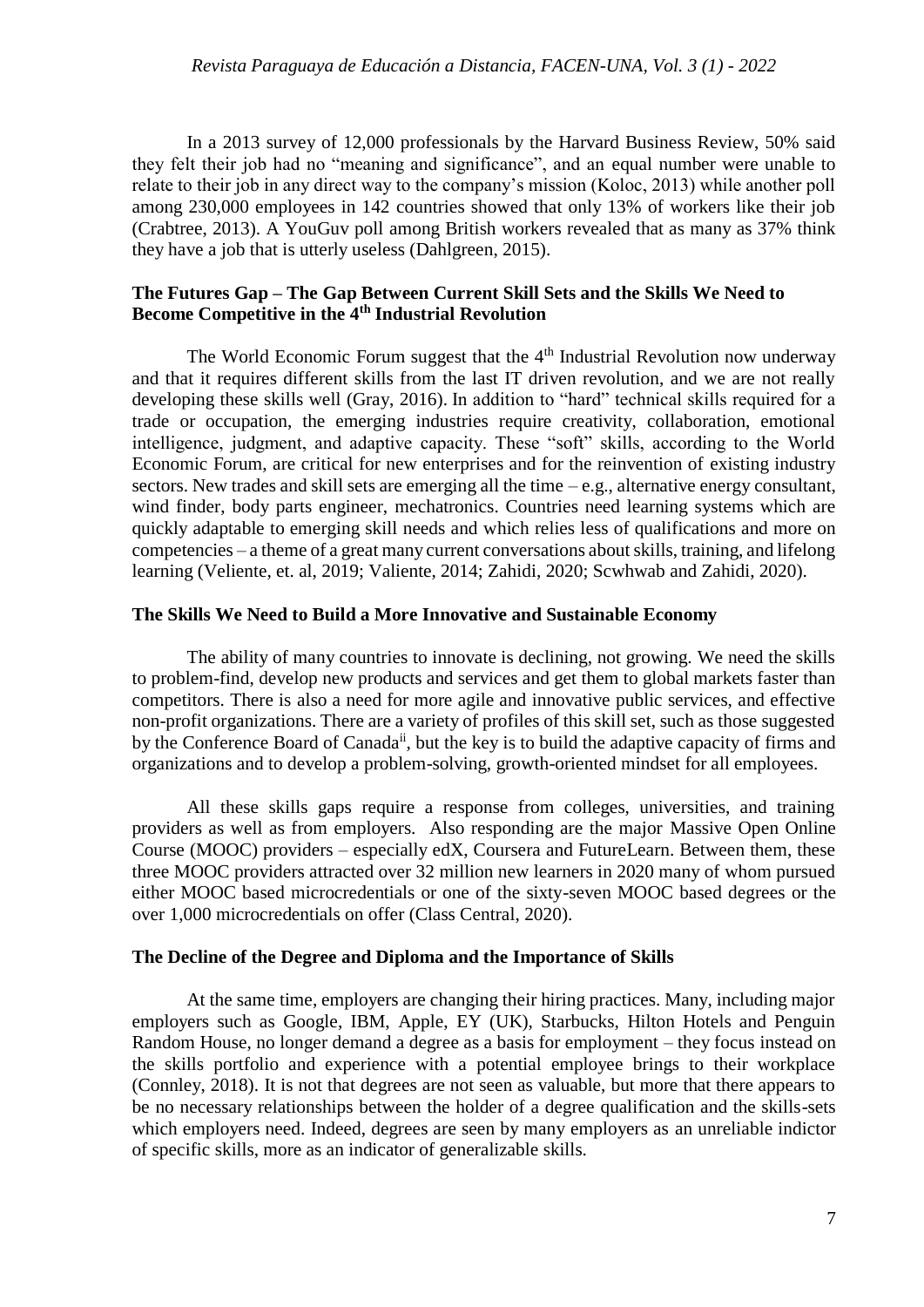In a 2013 survey of 12,000 professionals by the Harvard Business Review, 50% said they felt their job had no "meaning and significance", and an equal number were unable to relate to their job in any direct way to the company's mission (Koloc, 2013) while another poll among 230,000 employees in 142 countries showed that only 13% of workers like their job (Crabtree, 2013). A YouGuv poll among British workers revealed that as many as 37% think they have a job that is utterly useless (Dahlgreen, 2015).

## The Futures Gap – The Gap Between Current Skill Sets and the Skills We Need to Become Competitive in the 4th Industrial Revolution

The World Economic Forum suggest that the 4th Industrial Revolution now underway and that it requires different skills from the last IT driven revolution, and we are not really developing these skills well (Gray, 2016). In addition to "hard" technical skills required for a trade or occupation, the emerging industries require creativity, collaboration, emotional intelligence, judgment, and adaptive capacity. These "soft" skills, according to the World Economic Forum, are critical for new enterprises and for the reinvention of existing industry sectors. New trades and skill sets are emerging all the time – e.g., alternative energy consultant, wind finder, body parts engineer, mechatronics. Countries need learning systems which are quickly adaptable to emerging skill needs and which relies less of qualifications and more on competencies – a theme of a great many current conversations about skills, training, and lifelong learning (Veliente, et. al, 2019; Valiente, 2014; Zahidi, 2020; Scwhwab and Zahidi, 2020).

## The Skills We Need to Build a More Innovative and Sustainable Economy

The ability of many countries to innovate is declining, not growing. We need the skills to problem-find, develop new products and services and get them to global markets faster than competitors. There is also a need for more agile and innovative public services, and effective non-profit organizations. There are a variety of profiles of this skill set, such as those suggested by the Conference Board of Canada[ii], but the key is to build the adaptive capacity of firms and organizations and to develop a problem-solving, growth-oriented mindset for all employees.

All these skills gaps require a response from colleges, universities, and training providers as well as from employers. Also responding are the major Massive Open Online Course (MOOC) providers – especially edX, Coursera and FutureLearn. Between them, these three MOOC providers attracted over 32 million new learners in 2020 many of whom pursued either MOOC based microcredentials or one of the sixty-seven MOOC based degrees or the over 1,000 microcredentials on offer (Class Central, 2020).

## The Decline of the Degree and Diploma and the Importance of Skills

At the same time, employers are changing their hiring practices. Many, including major employers such as Google, IBM, Apple, EY (UK), Starbucks, Hilton Hotels and Penguin Random House, no longer demand a degree as a basis for employment – they focus instead on the skills portfolio and experience with a potential employee brings to their workplace (Connley, 2018). It is not that degrees are not seen as valuable, but more that there appears to be no necessary relationships between the holder of a degree qualification and the skills-sets which employers need. Indeed, degrees are seen by many employers as an unreliable indictor of specific skills, more as an indicator of generalizable skills.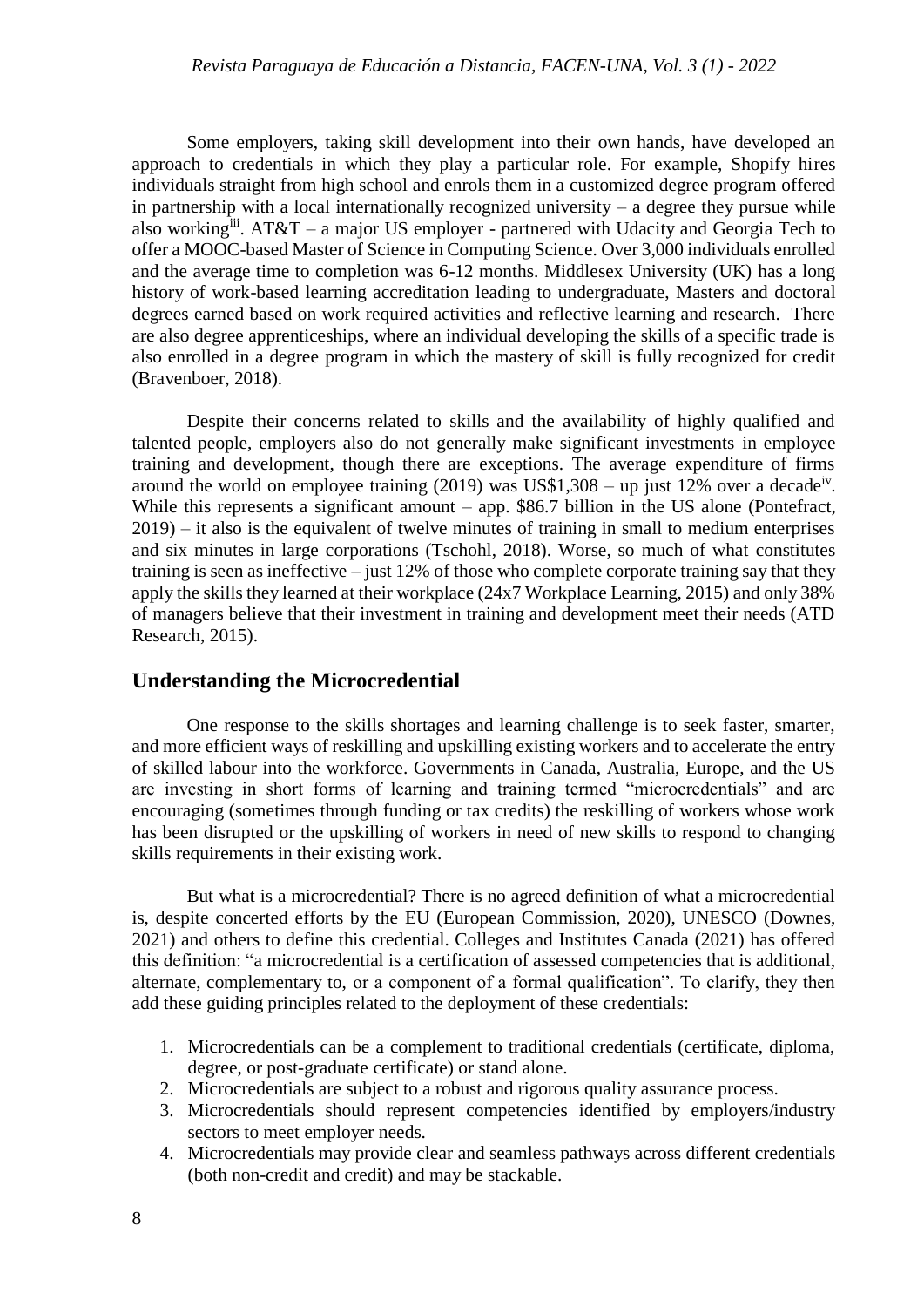Some employers, taking skill development into their own hands, have developed an approach to credentials in which they play a particular role. For example, Shopify hires individuals straight from high school and enrols them in a customized degree program offered in partnership with a local internationally recognized university – a degree they pursue while also working[iii]. AT&T – a major US employer - partnered with Udacity and Georgia Tech to offer a MOOC-based Master of Science in Computing Science. Over 3,000 individuals enrolled and the average time to completion was 6-12 months. Middlesex University (UK) has a long history of work-based learning accreditation leading to undergraduate, Masters and doctoral degrees earned based on work required activities and reflective learning and research. There are also degree apprenticeships, where an individual developing the skills of a specific trade is also enrolled in a degree program in which the mastery of skill is fully recognized for credit (Bravenboer, 2018).

Despite their concerns related to skills and the availability of highly qualified and talented people, employers also do not generally make significant investments in employee training and development, though there are exceptions. The average expenditure of firms around the world on employee training (2019) was US$1,308 – up just 12% over a decade[iv]. While this represents a significant amount – app. $86.7 billion in the US alone (Pontefract, 2019) – it also is the equivalent of twelve minutes of training in small to medium enterprises and six minutes in large corporations (Tschohl, 2018). Worse, so much of what constitutes training is seen as ineffective – just 12% of those who complete corporate training say that they apply the skills they learned at their workplace (24x7 Workplace Learning, 2015) and only 38% of managers believe that their investment in training and development meet their needs (ATD Research, 2015).

## Understanding the Microcredential

One response to the skills shortages and learning challenge is to seek faster, smarter, and more efficient ways of reskilling and upskilling existing workers and to accelerate the entry of skilled labour into the workforce. Governments in Canada, Australia, Europe, and the US are investing in short forms of learning and training termed "microcredentials" and are encouraging (sometimes through funding or tax credits) the reskilling of workers whose work has been disrupted or the upskilling of workers in need of new skills to respond to changing skills requirements in their existing work.

But what is a microcredential? There is no agreed definition of what a microcredential is, despite concerted efforts by the EU (European Commission, 2020), UNESCO (Downes, 2021) and others to define this credential. Colleges and Institutes Canada (2021) has offered this definition: "a microcredential is a certification of assessed competencies that is additional, alternate, complementary to, or a component of a formal qualification". To clarify, they then add these guiding principles related to the deployment of these credentials:

1. Microcredentials can be a complement to traditional credentials (certificate, diploma, degree, or post-graduate certificate) or stand alone.
2. Microcredentials are subject to a robust and rigorous quality assurance process.
3. Microcredentials should represent competencies identified by employers/industry sectors to meet employer needs.
4. Microcredentials may provide clear and seamless pathways across different credentials (both non-credit and credit) and may be stackable.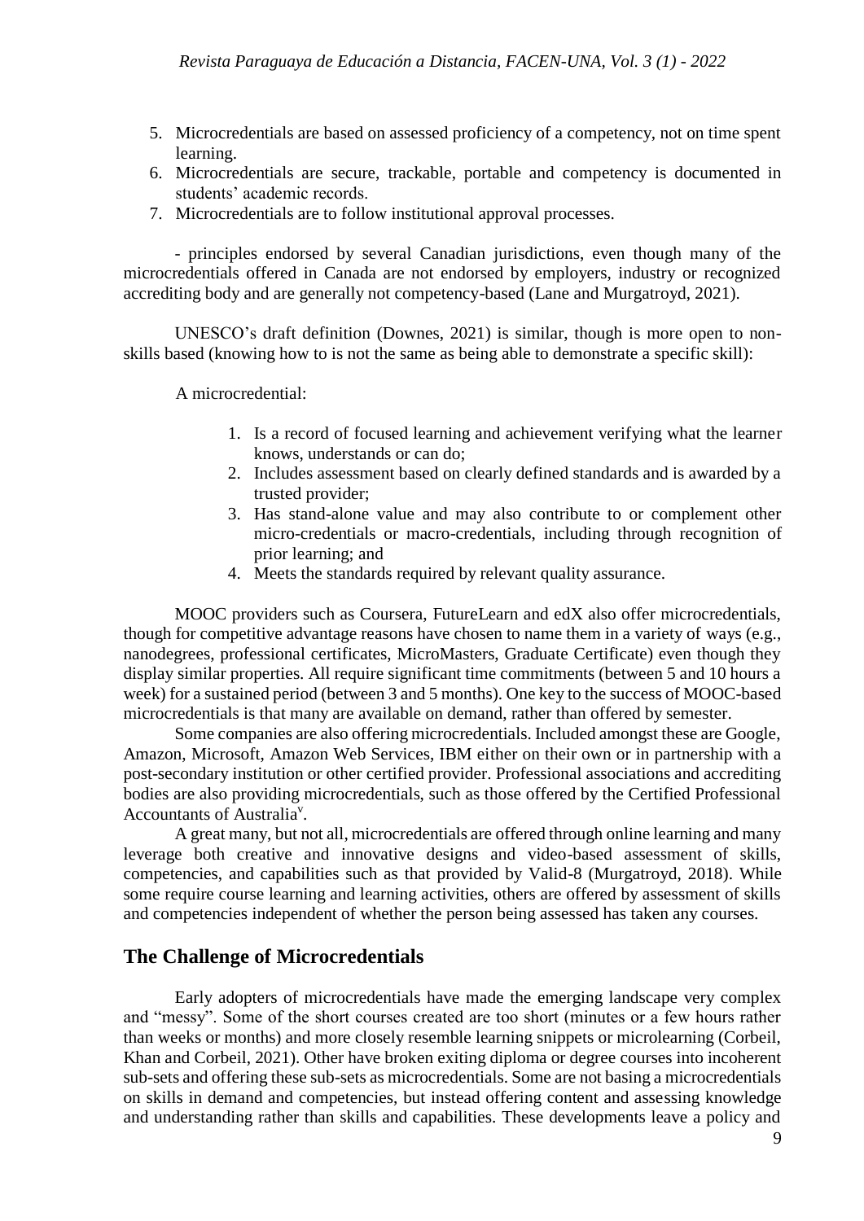5. Microcredentials are based on assessed proficiency of a competency, not on time spent learning.
6. Microcredentials are secure, trackable, portable and competency is documented in students' academic records.
7. Microcredentials are to follow institutional approval processes.

- principles endorsed by several Canadian jurisdictions, even though many of the microcredentials offered in Canada are not endorsed by employers, industry or recognized accrediting body and are generally not competency-based (Lane and Murgatroyd, 2021).

UNESCO's draft definition (Downes, 2021) is similar, though is more open to non-skills based (knowing how to is not the same as being able to demonstrate a specific skill):

A microcredential:

1. Is a record of focused learning and achievement verifying what the learner knows, understands or can do;
2. Includes assessment based on clearly defined standards and is awarded by a trusted provider;
3. Has stand-alone value and may also contribute to or complement other micro-credentials or macro-credentials, including through recognition of prior learning; and
4. Meets the standards required by relevant quality assurance.

MOOC providers such as Coursera, FutureLearn and edX also offer microcredentials, though for competitive advantage reasons have chosen to name them in a variety of ways (e.g., nanodegrees, professional certificates, MicroMasters, Graduate Certificate) even though they display similar properties. All require significant time commitments (between 5 and 10 hours a week) for a sustained period (between 3 and 5 months). One key to the success of MOOC-based microcredentials is that many are available on demand, rather than offered by semester.

Some companies are also offering microcredentials. Included amongst these are Google, Amazon, Microsoft, Amazon Web Services, IBM either on their own or in partnership with a post-secondary institution or other certified provider. Professional associations and accrediting bodies are also providing microcredentials, such as those offered by the Certified Professional Accountants of Australia[v].

A great many, but not all, microcredentials are offered through online learning and many leverage both creative and innovative designs and video-based assessment of skills, competencies, and capabilities such as that provided by Valid-8 (Murgatroyd, 2018). While some require course learning and learning activities, others are offered by assessment of skills and competencies independent of whether the person being assessed has taken any courses.

## The Challenge of Microcredentials

Early adopters of microcredentials have made the emerging landscape very complex and "messy". Some of the short courses created are too short (minutes or a few hours rather than weeks or months) and more closely resemble learning snippets or microlearning (Corbeil, Khan and Corbeil, 2021). Other have broken exiting diploma or degree courses into incoherent sub-sets and offering these sub-sets as microcredentials. Some are not basing a microcredentials on skills in demand and competencies, but instead offering content and assessing knowledge and understanding rather than skills and capabilities. These developments leave a policy and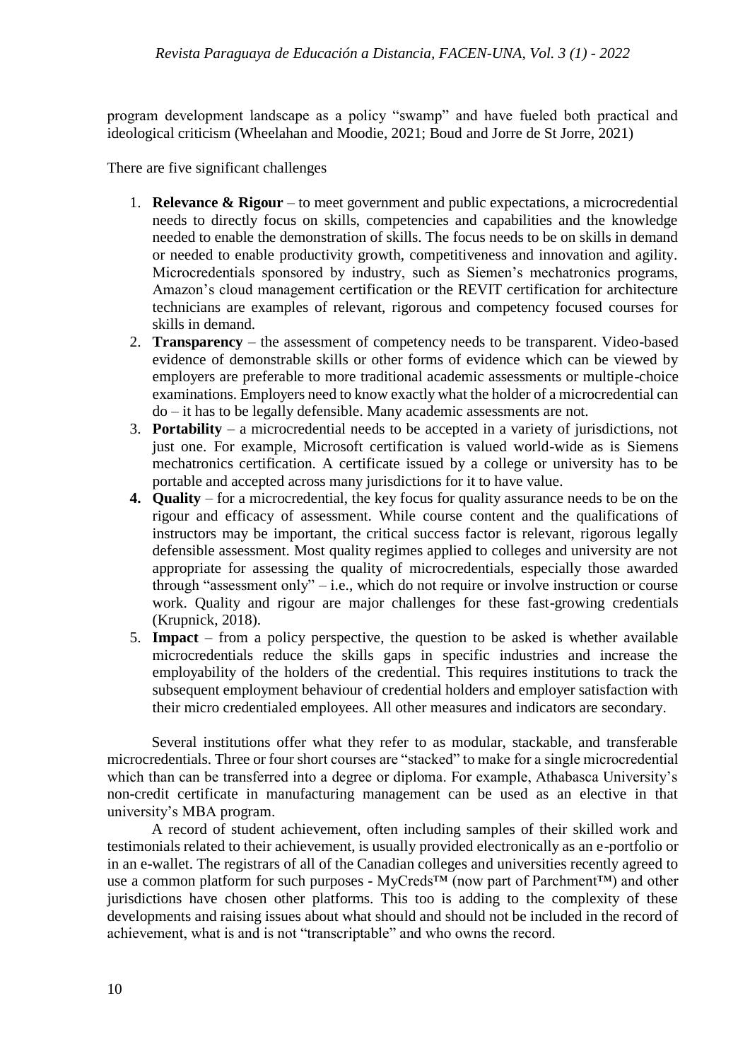program development landscape as a policy "swamp" and have fueled both practical and ideological criticism (Wheelahan and Moodie, 2021; Boud and Jorre de St Jorre, 2021)

There are five significant challenges

1. **Relevance & Rigour** – to meet government and public expectations, a microcredential needs to directly focus on skills, competencies and capabilities and the knowledge needed to enable the demonstration of skills. The focus needs to be on skills in demand or needed to enable productivity growth, competitiveness and innovation and agility. Microcredentials sponsored by industry, such as Siemen's mechatronics programs, Amazon's cloud management certification or the REVIT certification for architecture technicians are examples of relevant, rigorous and competency focused courses for skills in demand.
2. **Transparency** – the assessment of competency needs to be transparent. Video-based evidence of demonstrable skills or other forms of evidence which can be viewed by employers are preferable to more traditional academic assessments or multiple-choice examinations. Employers need to know exactly what the holder of a microcredential can do – it has to be legally defensible. Many academic assessments are not.
3. **Portability** – a microcredential needs to be accepted in a variety of jurisdictions, not just one. For example, Microsoft certification is valued world-wide as is Siemens mechatronics certification. A certificate issued by a college or university has to be portable and accepted across many jurisdictions for it to have value.
4. **Quality** – for a microcredential, the key focus for quality assurance needs to be on the rigour and efficacy of assessment. While course content and the qualifications of instructors may be important, the critical success factor is relevant, rigorous legally defensible assessment. Most quality regimes applied to colleges and university are not appropriate for assessing the quality of microcredentials, especially those awarded through "assessment only" – i.e., which do not require or involve instruction or course work. Quality and rigour are major challenges for these fast-growing credentials (Krupnick, 2018).
5. **Impact** – from a policy perspective, the question to be asked is whether available microcredentials reduce the skills gaps in specific industries and increase the employability of the holders of the credential. This requires institutions to track the subsequent employment behaviour of credential holders and employer satisfaction with their micro credentialed employees. All other measures and indicators are secondary.

Several institutions offer what they refer to as modular, stackable, and transferable microcredentials. Three or four short courses are "stacked" to make for a single microcredential which than can be transferred into a degree or diploma. For example, Athabasca University's non-credit certificate in manufacturing management can be used as an elective in that university's MBA program.

A record of student achievement, often including samples of their skilled work and testimonials related to their achievement, is usually provided electronically as an e-portfolio or in an e-wallet. The registrars of all of the Canadian colleges and universities recently agreed to use a common platform for such purposes - MyCreds™ (now part of Parchment™) and other jurisdictions have chosen other platforms. This too is adding to the complexity of these developments and raising issues about what should and should not be included in the record of achievement, what is and is not "transcriptable" and who owns the record.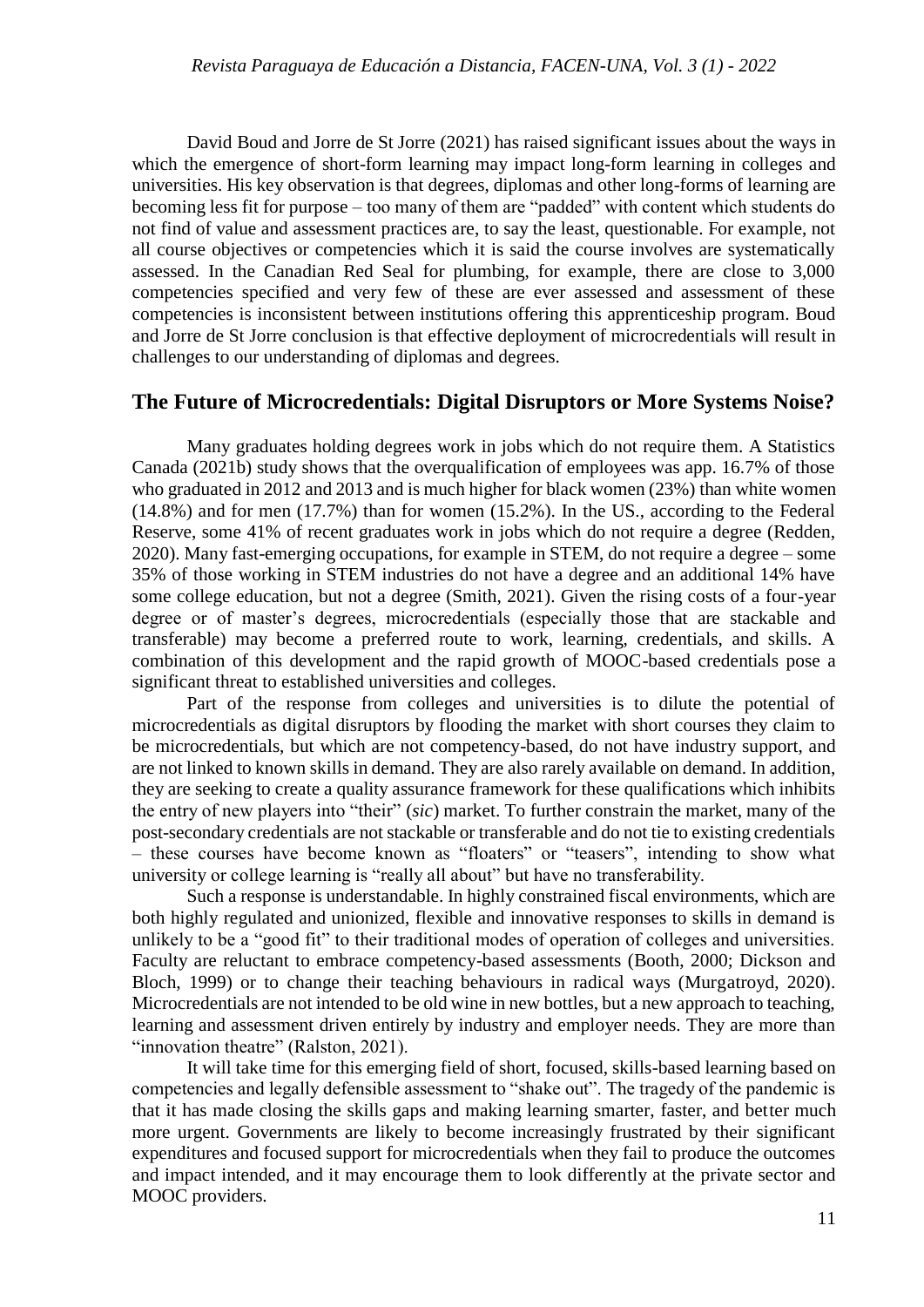David Boud and Jorre de St Jorre (2021) has raised significant issues about the ways in which the emergence of short-form learning may impact long-form learning in colleges and universities. His key observation is that degrees, diplomas and other long-forms of learning are becoming less fit for purpose – too many of them are "padded" with content which students do not find of value and assessment practices are, to say the least, questionable. For example, not all course objectives or competencies which it is said the course involves are systematically assessed. In the Canadian Red Seal for plumbing, for example, there are close to 3,000 competencies specified and very few of these are ever assessed and assessment of these competencies is inconsistent between institutions offering this apprenticeship program. Boud and Jorre de St Jorre conclusion is that effective deployment of microcredentials will result in challenges to our understanding of diplomas and degrees.

## The Future of Microcredentials: Digital Disruptors or More Systems Noise?

Many graduates holding degrees work in jobs which do not require them. A Statistics Canada (2021b) study shows that the overqualification of employees was app. 16.7% of those who graduated in 2012 and 2013 and is much higher for black women (23%) than white women (14.8%) and for men (17.7%) than for women (15.2%). In the US., according to the Federal Reserve, some 41% of recent graduates work in jobs which do not require a degree (Redden, 2020). Many fast-emerging occupations, for example in STEM, do not require a degree – some 35% of those working in STEM industries do not have a degree and an additional 14% have some college education, but not a degree (Smith, 2021). Given the rising costs of a four-year degree or of master's degrees, microcredentials (especially those that are stackable and transferable) may become a preferred route to work, learning, credentials, and skills. A combination of this development and the rapid growth of MOOC-based credentials pose a significant threat to established universities and colleges.

Part of the response from colleges and universities is to dilute the potential of microcredentials as digital disruptors by flooding the market with short courses they claim to be microcredentials, but which are not competency-based, do not have industry support, and are not linked to known skills in demand. They are also rarely available on demand. In addition, they are seeking to create a quality assurance framework for these qualifications which inhibits the entry of new players into "their" (*sic*) market. To further constrain the market, many of the post-secondary credentials are not stackable or transferable and do not tie to existing credentials – these courses have become known as "floaters" or "teasers", intending to show what university or college learning is "really all about" but have no transferability.

Such a response is understandable. In highly constrained fiscal environments, which are both highly regulated and unionized, flexible and innovative responses to skills in demand is unlikely to be a "good fit" to their traditional modes of operation of colleges and universities. Faculty are reluctant to embrace competency-based assessments (Booth, 2000; Dickson and Bloch, 1999) or to change their teaching behaviours in radical ways (Murgatroyd, 2020). Microcredentials are not intended to be old wine in new bottles, but a new approach to teaching, learning and assessment driven entirely by industry and employer needs. They are more than "innovation theatre" (Ralston, 2021).

It will take time for this emerging field of short, focused, skills-based learning based on competencies and legally defensible assessment to "shake out". The tragedy of the pandemic is that it has made closing the skills gaps and making learning smarter, faster, and better much more urgent. Governments are likely to become increasingly frustrated by their significant expenditures and focused support for microcredentials when they fail to produce the outcomes and impact intended, and it may encourage them to look differently at the private sector and MOOC providers.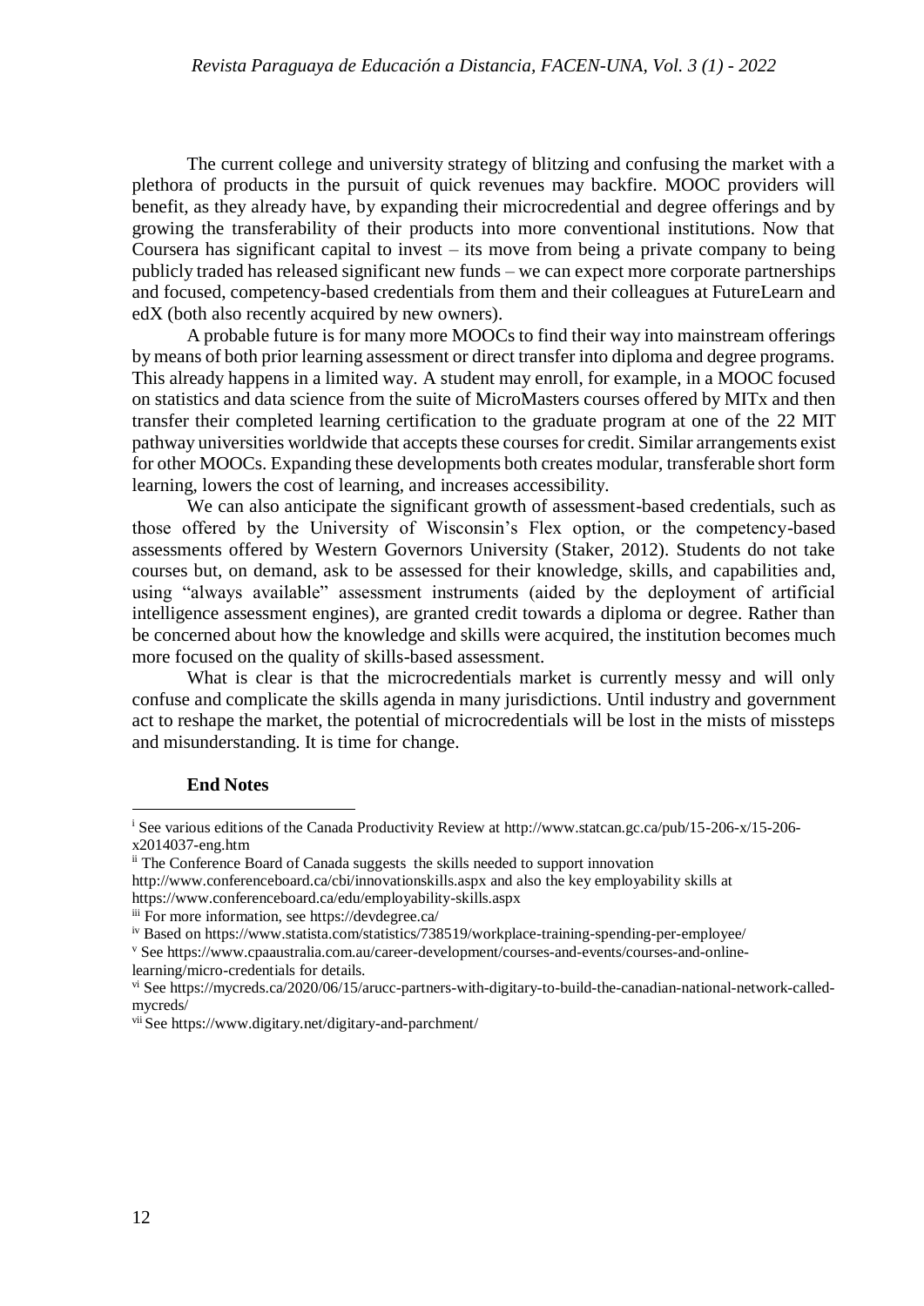The current college and university strategy of blitzing and confusing the market with a plethora of products in the pursuit of quick revenues may backfire. MOOC providers will benefit, as they already have, by expanding their microcredential and degree offerings and by growing the transferability of their products into more conventional institutions. Now that Coursera has significant capital to invest – its move from being a private company to being publicly traded has released significant new funds – we can expect more corporate partnerships and focused, competency-based credentials from them and their colleagues at FutureLearn and edX (both also recently acquired by new owners).

A probable future is for many more MOOCs to find their way into mainstream offerings by means of both prior learning assessment or direct transfer into diploma and degree programs. This already happens in a limited way. A student may enroll, for example, in a MOOC focused on statistics and data science from the suite of MicroMasters courses offered by MITx and then transfer their completed learning certification to the graduate program at one of the 22 MIT pathway universities worldwide that accepts these courses for credit. Similar arrangements exist for other MOOCs. Expanding these developments both creates modular, transferable short form learning, lowers the cost of learning, and increases accessibility.

We can also anticipate the significant growth of assessment-based credentials, such as those offered by the University of Wisconsin's Flex option, or the competency-based assessments offered by Western Governors University (Staker, 2012). Students do not take courses but, on demand, ask to be assessed for their knowledge, skills, and capabilities and, using "always available" assessment instruments (aided by the deployment of artificial intelligence assessment engines), are granted credit towards a diploma or degree. Rather than be concerned about how the knowledge and skills were acquired, the institution becomes much more focused on the quality of skills-based assessment.

What is clear is that the microcredentials market is currently messy and will only confuse and complicate the skills agenda in many jurisdictions. Until industry and government act to reshape the market, the potential of microcredentials will be lost in the mists of missteps and misunderstanding. It is time for change.

**End Notes**

[i] See various editions of the Canada Productivity Review at http://www.statcan.gc.ca/pub/15-206-x/15-206-x2014037-eng.htm

[ii] The Conference Board of Canada suggests the skills needed to support innovation http://www.conferenceboard.ca/cbi/innovationskills.aspx and also the key employability skills at https://www.conferenceboard.ca/edu/employability-skills.aspx

[iii] For more information, see https://devdegree.ca/

[iv] Based on https://www.statista.com/statistics/738519/workplace-training-spending-per-employee/

[v] See https://www.cpaaustralia.com.au/career-development/courses-and-events/courses-and-online-learning/micro-credentials for details.

[vi] See https://mycreds.ca/2020/06/15/arucc-partners-with-digitary-to-build-the-canadian-national-network-called-mycreds/

[vii] See https://www.digitary.net/digitary-and-parchment/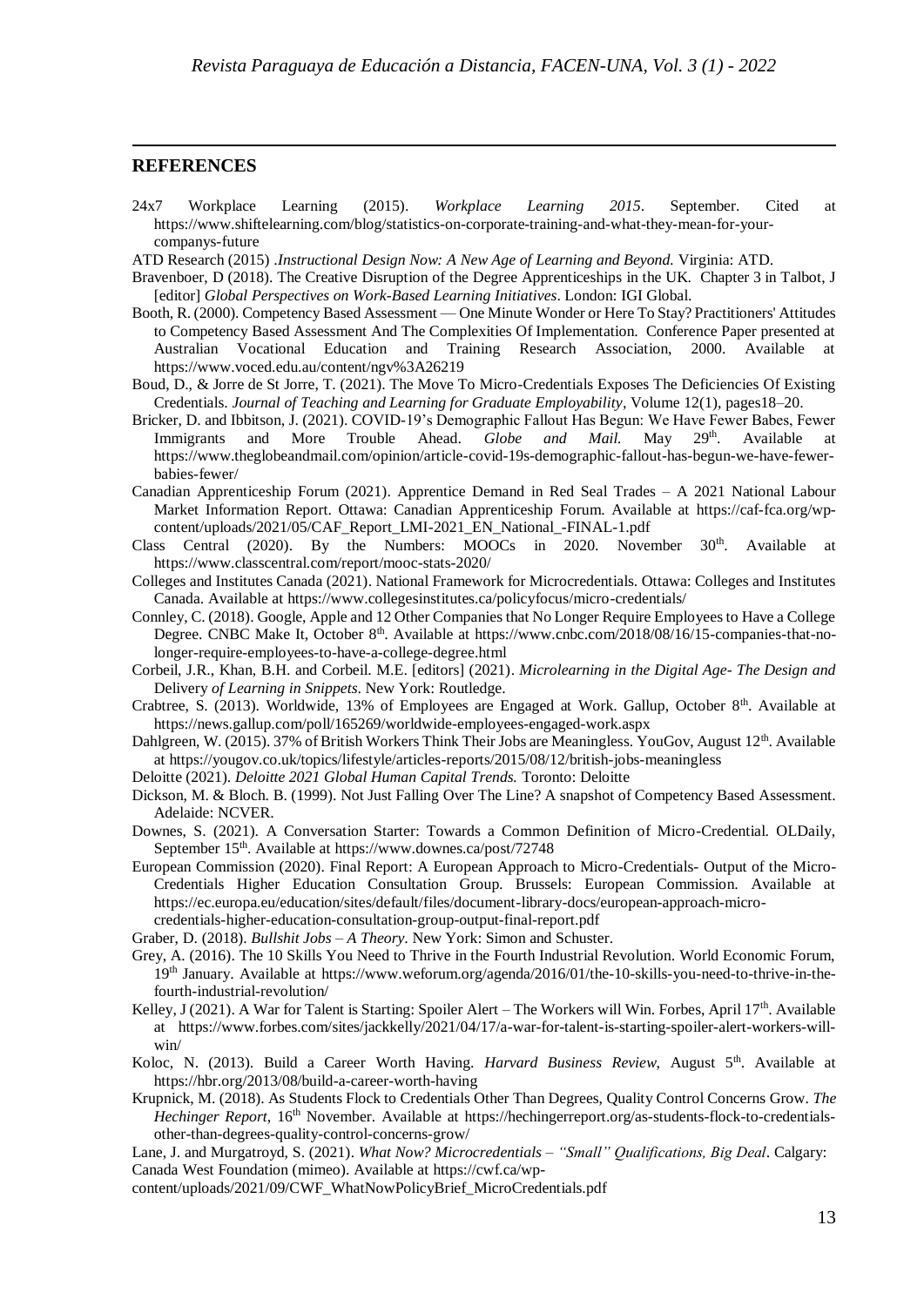## REFERENCES

24x7 Workplace Learning (2015). *Workplace Learning 2015*. September. Cited at https://www.shiftelearning.com/blog/statistics-on-corporate-training-and-what-they-mean-for-your-companys-future

ATD Research (2015) .*Instructional Design Now: A New Age of Learning and Beyond.* Virginia: ATD.

Bravenboer, D (2018). The Creative Disruption of the Degree Apprenticeships in the UK. Chapter 3 in Talbot, J [editor] *Global Perspectives on Work-Based Learning Initiatives*. London: IGI Global.

Booth, R. (2000). Competency Based Assessment — One Minute Wonder or Here To Stay? Practitioners' Attitudes to Competency Based Assessment And The Complexities Of Implementation. Conference Paper presented at Australian Vocational Education and Training Research Association, 2000. Available at https://www.voced.edu.au/content/ngv%3A26219

Boud, D., & Jorre de St Jorre, T. (2021). The Move To Micro-Credentials Exposes The Deficiencies Of Existing Credentials. *Journal of Teaching and Learning for Graduate Employability*, Volume 12(1), pages18–20.

Bricker, D. and Ibbitson, J. (2021). COVID-19's Demographic Fallout Has Begun: We Have Fewer Babes, Fewer Immigrants and More Trouble Ahead. *Globe and Mail.* May 29th. Available at https://www.theglobeandmail.com/opinion/article-covid-19s-demographic-fallout-has-begun-we-have-fewer-babies-fewer/

Canadian Apprenticeship Forum (2021). Apprentice Demand in Red Seal Trades – A 2021 National Labour Market Information Report. Ottawa: Canadian Apprenticeship Forum. Available at https://caf-fca.org/wp-content/uploads/2021/05/CAF_Report_LMI-2021_EN_National_-FINAL-1.pdf

Class Central (2020). By the Numbers: MOOCs in 2020. November 30th. Available at https://www.classcentral.com/report/mooc-stats-2020/

Colleges and Institutes Canada (2021). National Framework for Microcredentials. Ottawa: Colleges and Institutes Canada. Available at https://www.collegesinstitutes.ca/policyfocus/micro-credentials/

Connley, C. (2018). Google, Apple and 12 Other Companies that No Longer Require Employees to Have a College Degree. CNBC Make It, October 8th. Available at https://www.cnbc.com/2018/08/16/15-companies-that-no-longer-require-employees-to-have-a-college-degree.html

Corbeil, J.R., Khan, B.H. and Corbeil. M.E. [editors] (2021). *Microlearning in the Digital Age- The Design and Delivery of Learning in Snippets*. New York: Routledge.

Crabtree, S. (2013). Worldwide, 13% of Employees are Engaged at Work. Gallup, October 8th. Available at https://news.gallup.com/poll/165269/worldwide-employees-engaged-work.aspx

Dahlgreen, W. (2015). 37% of British Workers Think Their Jobs are Meaningless. YouGov, August 12th. Available at https://yougov.co.uk/topics/lifestyle/articles-reports/2015/08/12/british-jobs-meaningless

Deloitte (2021). *Deloitte 2021 Global Human Capital Trends.* Toronto: Deloitte

Dickson, M. & Bloch. B. (1999). Not Just Falling Over The Line? A snapshot of Competency Based Assessment. Adelaide: NCVER.

Downes, S. (2021). A Conversation Starter: Towards a Common Definition of Micro-Credential. OLDaily, September 15th. Available at https://www.downes.ca/post/72748

European Commission (2020). Final Report: A European Approach to Micro-Credentials- Output of the Micro-Credentials Higher Education Consultation Group. Brussels: European Commission. Available at https://ec.europa.eu/education/sites/default/files/document-library-docs/european-approach-micro-credentials-higher-education-consultation-group-output-final-report.pdf

Graber, D. (2018). *Bullshit Jobs – A Theory*. New York: Simon and Schuster.

Grey, A. (2016). The 10 Skills You Need to Thrive in the Fourth Industrial Revolution. World Economic Forum, 19th January. Available at https://www.weforum.org/agenda/2016/01/the-10-skills-you-need-to-thrive-in-the-fourth-industrial-revolution/

Kelley, J (2021). A War for Talent is Starting: Spoiler Alert – The Workers will Win. Forbes, April 17th. Available at https://www.forbes.com/sites/jackkelly/2021/04/17/a-war-for-talent-is-starting-spoiler-alert-workers-will-win/

Koloc, N. (2013). Build a Career Worth Having. *Harvard Business Review,* August 5th. Available at https://hbr.org/2013/08/build-a-career-worth-having

Krupnick, M. (2018). As Students Flock to Credentials Other Than Degrees, Quality Control Concerns Grow. *The Hechinger Report*, 16th November. Available at https://hechingerreport.org/as-students-flock-to-credentials-other-than-degrees-quality-control-concerns-grow/

Lane, J. and Murgatroyd, S. (2021). *What Now? Microcredentials – "Small" Qualifications, Big Deal*. Calgary: Canada West Foundation (mimeo). Available at https://cwf.ca/wp-content/uploads/2021/09/CWF_WhatNowPolicyBrief_MicroCredentials.pdf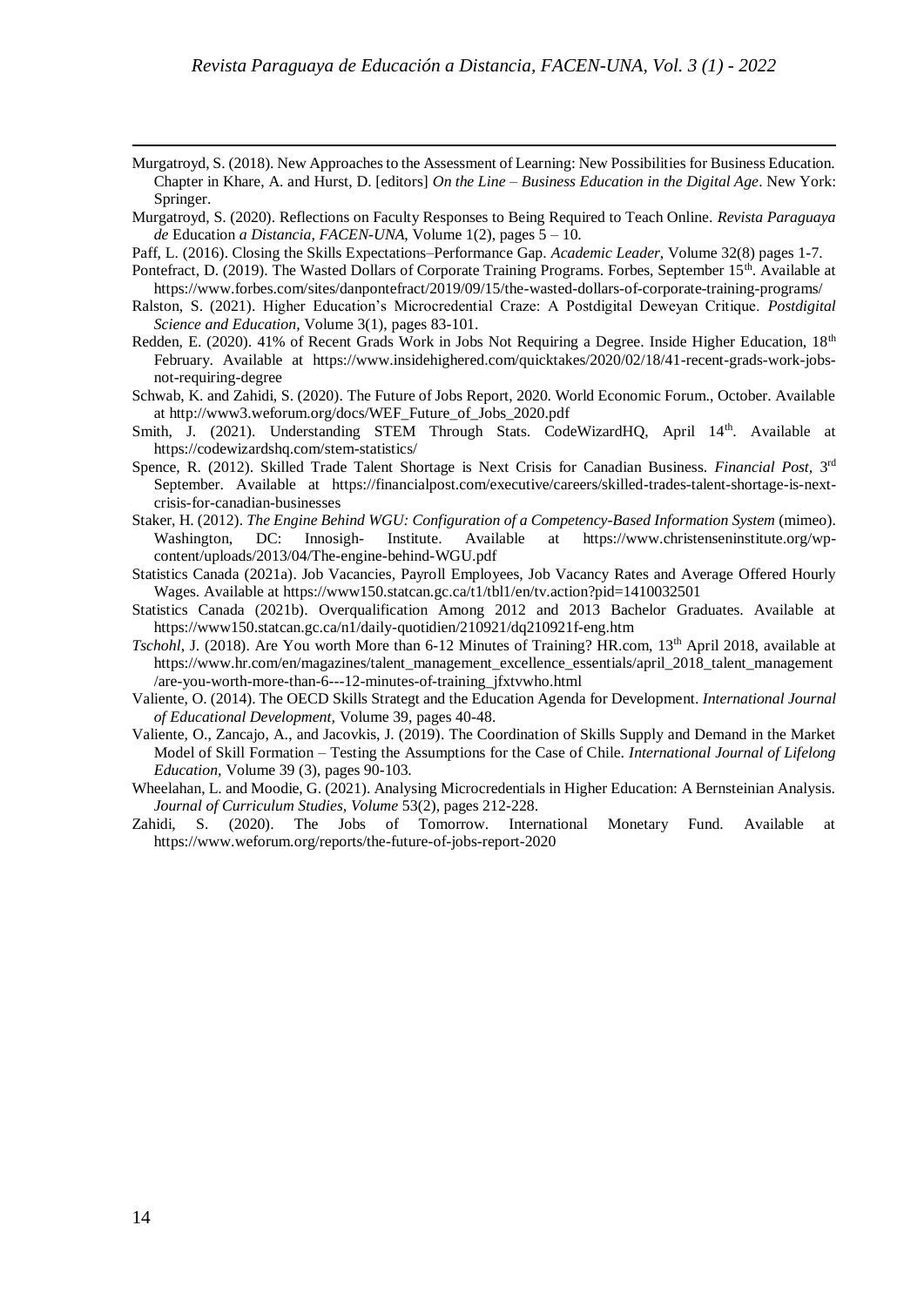Murgatroyd, S. (2018). New Approaches to the Assessment of Learning: New Possibilities for Business Education. Chapter in Khare, A. and Hurst, D. [editors] *On the Line – Business Education in the Digital Age*. New York: Springer.

Murgatroyd, S. (2020). Reflections on Faculty Responses to Being Required to Teach Online. *Revista Paraguaya de* Education *a Distancia, FACEN-UNA*, Volume 1(2), pages 5 – 10.

Paff, L. (2016). Closing the Skills Expectations–Performance Gap. *Academic Leader*, Volume 32(8) pages 1-7.

Pontefract, D. (2019). The Wasted Dollars of Corporate Training Programs. Forbes, September 15th. Available at https://www.forbes.com/sites/danpontefract/2019/09/15/the-wasted-dollars-of-corporate-training-programs/

Ralston, S. (2021). Higher Education's Microcredential Craze: A Postdigital Deweyan Critique. *Postdigital Science and Education,* Volume 3(1), pages 83-101.

Redden, E. (2020). 41% of Recent Grads Work in Jobs Not Requiring a Degree. Inside Higher Education, 18th February. Available at https://www.insidehighered.com/quicktakes/2020/02/18/41-recent-grads-work-jobs-not-requiring-degree

Schwab, K. and Zahidi, S. (2020). The Future of Jobs Report, 2020. World Economic Forum., October. Available at http://www3.weforum.org/docs/WEF_Future_of_Jobs_2020.pdf

Smith, J. (2021). Understanding STEM Through Stats. CodeWizardHQ, April 14th. Available at https://codewizardshq.com/stem-statistics/

Spence, R. (2012). Skilled Trade Talent Shortage is Next Crisis for Canadian Business. *Financial Post,* 3rd September. Available at https://financialpost.com/executive/careers/skilled-trades-talent-shortage-is-next-crisis-for-canadian-businesses

Staker, H. (2012). *The Engine Behind WGU: Configuration of a Competency-Based Information System* (mimeo). Washington, DC: Innosigh- Institute. Available at https://www.christenseninstitute.org/wp-content/uploads/2013/04/The-engine-behind-WGU.pdf

Statistics Canada (2021a). Job Vacancies, Payroll Employees, Job Vacancy Rates and Average Offered Hourly Wages. Available at https://www150.statcan.gc.ca/t1/tbl1/en/tv.action?pid=1410032501

Statistics Canada (2021b). Overqualification Among 2012 and 2013 Bachelor Graduates. Available at https://www150.statcan.gc.ca/n1/daily-quotidien/210921/dq210921f-eng.htm

*Tschohl*, J. (2018). Are You worth More than 6-12 Minutes of Training? HR.com, 13th April 2018, available at https://www.hr.com/en/magazines/talent_management_excellence_essentials/april_2018_talent_management/are-you-worth-more-than-6---12-minutes-of-training_jfxtvwho.html

Valiente, O. (2014). The OECD Skills Strategt and the Education Agenda for Development. *International Journal of Educational Development,* Volume 39, pages 40-48.

Valiente, O., Zancajo, A., and Jacovkis, J. (2019). The Coordination of Skills Supply and Demand in the Market Model of Skill Formation – Testing the Assumptions for the Case of Chile. *International Journal of Lifelong Education*, Volume 39 (3), pages 90-103.

Wheelahan, L. and Moodie, G. (2021). Analysing Microcredentials in Higher Education: A Bernsteinian Analysis. *Journal of Curriculum Studies, Volume* 53(2), pages 212-228.

Zahidi, S. (2020). The Jobs of Tomorrow. International Monetary Fund. Available at https://www.weforum.org/reports/the-future-of-jobs-report-2020